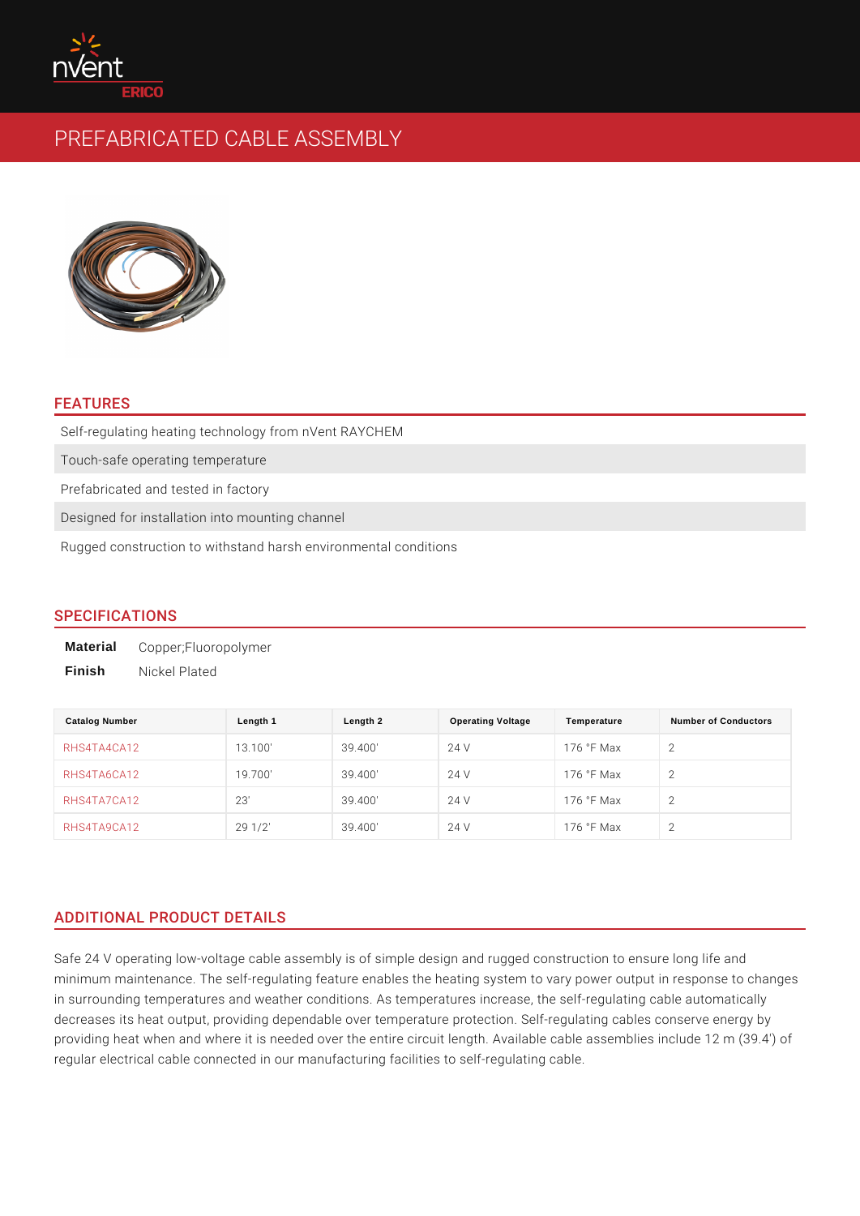# PREFABRICATED CABLE ASSEMBLY

## FEATURES

- Self-regulating heating technology from nVent RAYCHEM
- Touch-safe operating temperature
- Prefabricated and tested in factory
- Designed for installation into mounting channel
- Rugged construction to withstand harsh environmental conditions

## SPECIFICATIONS

**Material** Copper;Fluoropolymer

**Finish** Nickel Plated

| Catalog Number | Length 1 | Length 2 | Operating Voltage | Temperature | Number of Conductors |
|---|---|---|---|---|---|
| RHS4TA4CA12 | 13.100' | 39.400' | 24 V | 176 °F Max | 2 |
| RHS4TA6CA12 | 19.700' | 39.400' | 24 V | 176 °F Max | 2 |
| RHS4TA7CA12 | 23' | 39.400' | 24 V | 176 °F Max | 2 |
| RHS4TA9CA12 | 29 1/2' | 39.400' | 24 V | 176 °F Max | 2 |

## ADDITIONAL PRODUCT DETAILS

Safe 24 V operating low-voltage cable assembly is of simple design and rugged construction to ensure long life and minimum maintenance. The self-regulating feature enables the heating system to vary power output in response to changes in surrounding temperatures and weather conditions. As temperatures increase, the self-regulating cable automatically decreases its heat output, providing dependable over temperature protection. Self-regulating cables conserve energy by providing heat when and where it is needed over the entire circuit length. Available cable assemblies include 12 m (39.4') of regular electrical cable connected in our manufacturing facilities to self-regulating cable.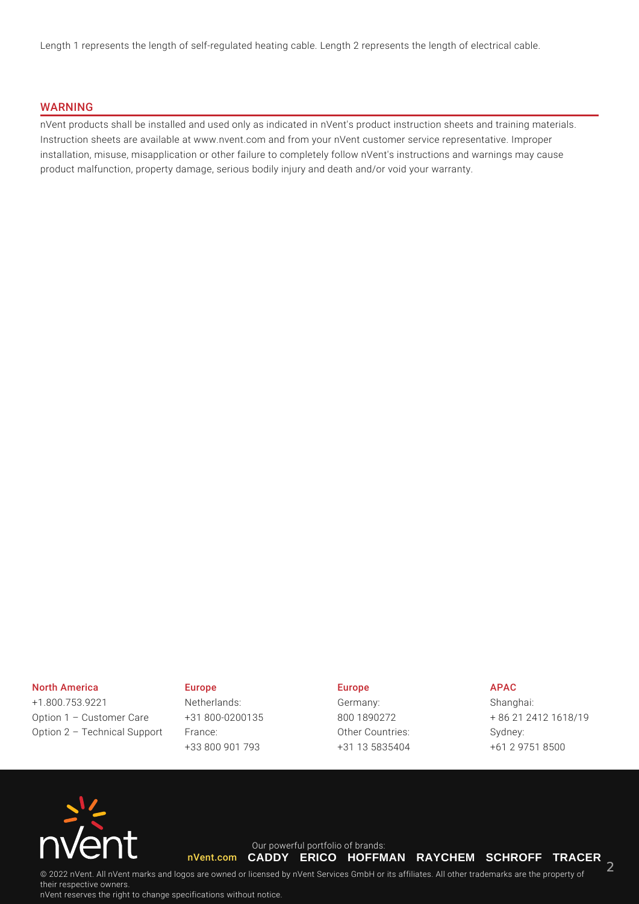Length 1 represents the length of self-regulated heating cable. Length 2 represents the length of electrical cable.

## WARNING

nVent products shall be installed and used only as indicated in nVent's product instruction sheets and training materials. Instruction sheets are available at www.nvent.com and from your nVent customer service representative. Improper installation, misuse, misapplication or other failure to completely follow nVent's instructions and warnings may cause product malfunction, property damage, serious bodily injury and death and/or void your warranty.

**North America**
+1.800.753.9221
Option 1 – Customer Care
Option 2 – Technical Support

**Europe**
Netherlands:
+31 800-0200135
France:
+33 800 901 793

**Europe**
Germany:
800 1890272
Other Countries:
+31 13 5835404

**APAC**
Shanghai:
+ 86 21 2412 1618/19
Sydney:
+61 2 9751 8500

Our powerful portfolio of brands:
nVent.com **CADDY ERICO HOFFMAN RAYCHEM SCHROFF TRACER**

© 2022 nVent. All nVent marks and logos are owned or licensed by nVent Services GmbH or its affiliates. All other trademarks are the property of their respective owners.
nVent reserves the right to change specifications without notice.